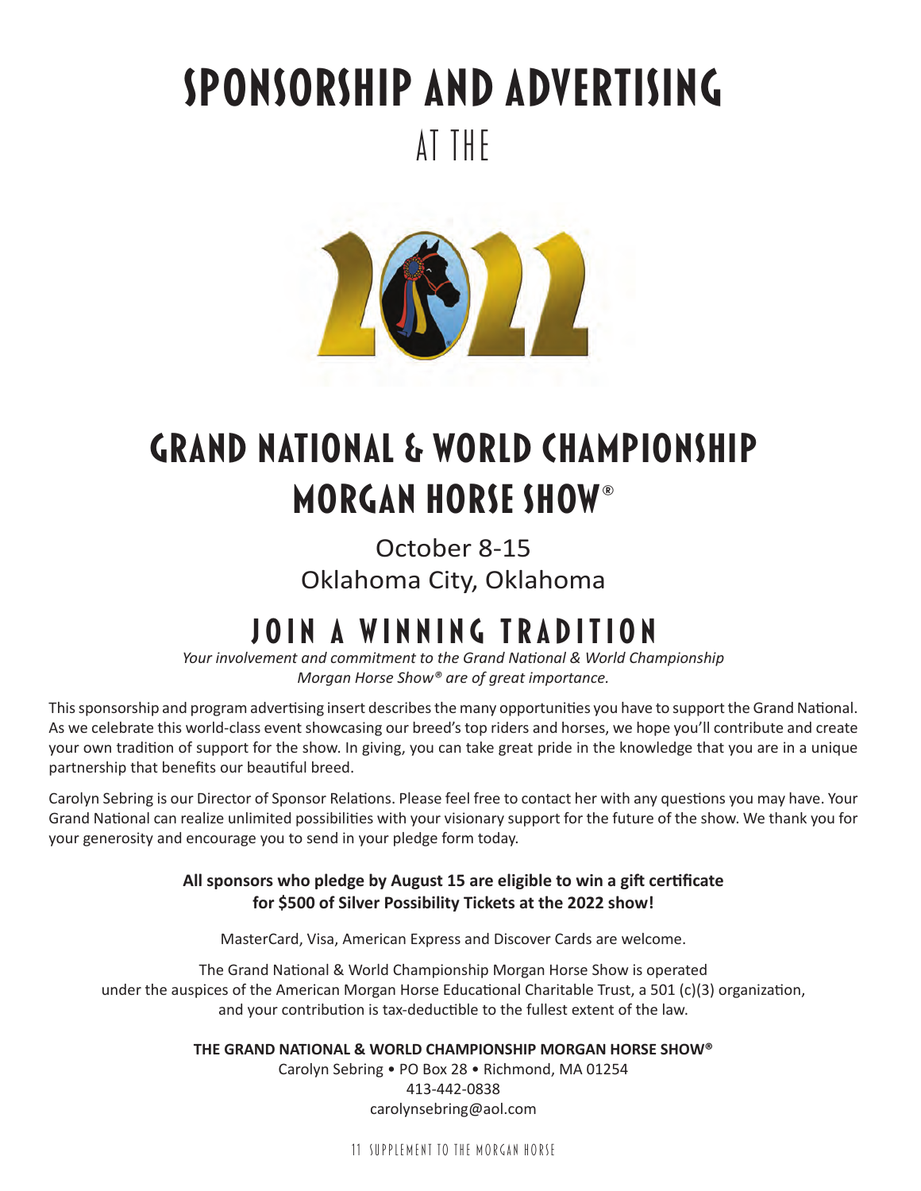# SPONSORSHIP AND ADVERTISING

AT THE

2022

# GRAND NATIONAL & WORLD CHAMPIONSHIP MORGAN HORSE SHOW®

October 8-15

Oklahoma City, Oklahoma

## JOIN A WINNING TRADITION

*Your involvement and commitment to the Grand National & World Championship Morgan Horse Show® are of great importance.*

This sponsorship and program advertising insert describes the many opportunities you have to support the Grand National. As we celebrate this world-class event showcasing our breed's top riders and horses, we hope you'll contribute and create your own tradition of support for the show. In giving, you can take great pride in the knowledge that you are in a unique partnership that benefits our beautiful breed.

Carolyn Sebring is our Director of Sponsor Relations. Please feel free to contact her with any questions you may have. Your Grand National can realize unlimited possibilities with your visionary support for the future of the show. We thank you for your generosity and encourage you to send in your pledge form today.

**All sponsors who pledge by August 15 are eligible to win a gift certificate for $500 of Silver Possibility Tickets at the 2022 show!**

MasterCard, Visa, American Express and Discover Cards are welcome.

The Grand National & World Championship Morgan Horse Show is operated under the auspices of the American Morgan Horse Educational Charitable Trust, a 501 (c)(3) organization, and your contribution is tax-deductible to the fullest extent of the law.

**THE GRAND NATIONAL & WORLD CHAMPIONSHIP MORGAN HORSE SHOW®**

Carolyn Sebring • PO Box 28 • Richmond, MA 01254

413-442-0838

carolynsebring@aol.com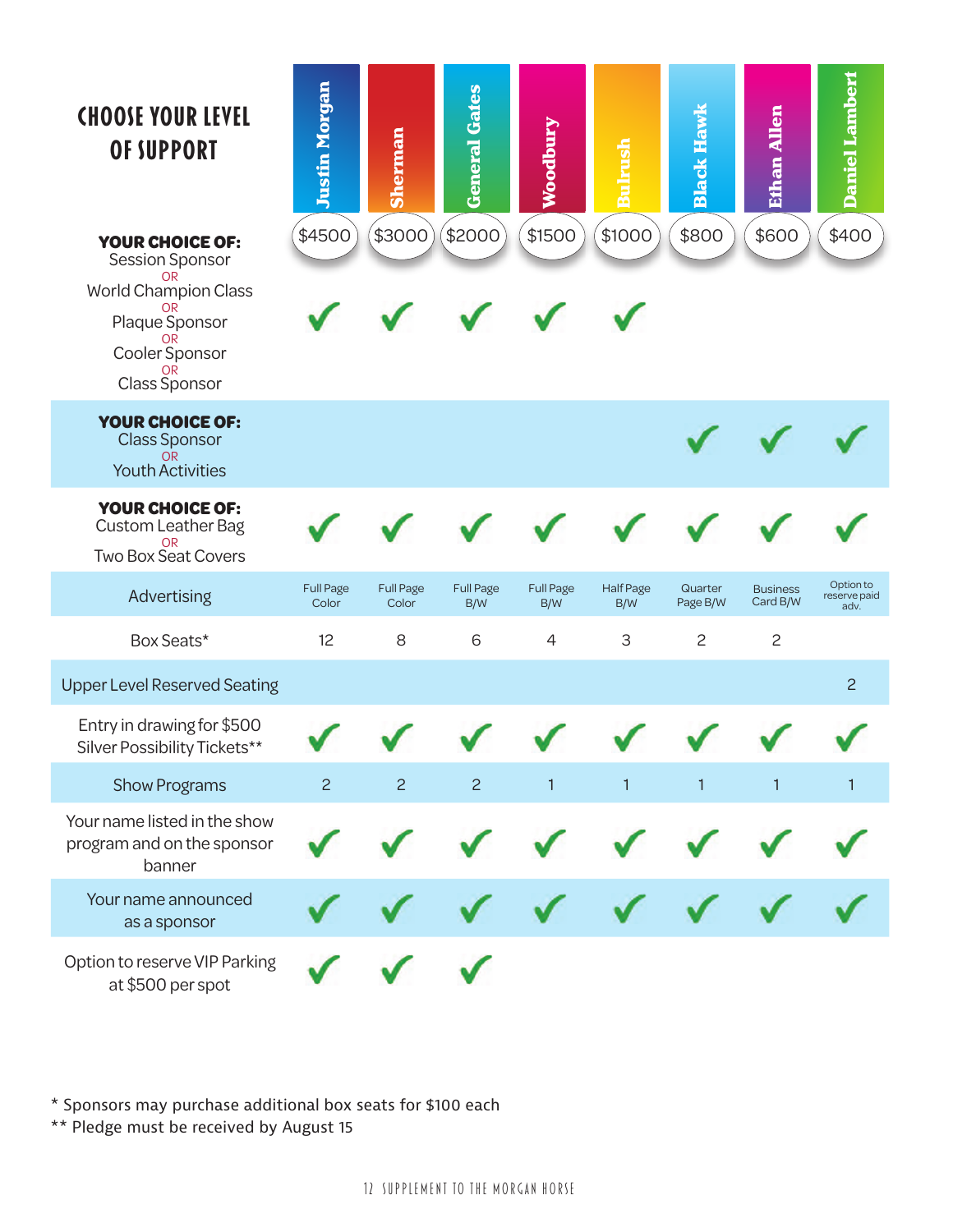# CHOOSE YOUR LEVEL OF SUPPORT

| | Justin Morgan | Sherman | General Gates | Woodbury | Bulrush | Black Hawk | Ethan Allen | Daniel Lambert |
|---|---|---|---|---|---|---|---|---|
| | $4500 | $3000 | $2000 | $1500 | $1000 | $800 | $600 | $400 |
| **YOUR CHOICE OF:** Session Sponsor OR World Champion Class OR Plaque Sponsor OR Cooler Sponsor OR Class Sponsor | ✓ | ✓ | ✓ | ✓ | ✓ | | | |
| **YOUR CHOICE OF:** Class Sponsor OR Youth Activities | | | | | | ✓ | ✓ | ✓ |
| **YOUR CHOICE OF:** Custom Leather Bag OR Two Box Seat Covers | ✓ | ✓ | ✓ | ✓ | ✓ | ✓ | ✓ | ✓ |
| Advertising | Full Page Color | Full Page Color | Full Page B/W | Full Page B/W | Half Page B/W | Quarter Page B/W | Business Card B/W | Option to reserve paid adv. |
| Box Seats* | 12 | 8 | 6 | 4 | 3 | 2 | 2 | |
| Upper Level Reserved Seating | | | | | | | | 2 |
| Entry in drawing for $500 Silver Possibility Tickets** | ✓ | ✓ | ✓ | ✓ | ✓ | ✓ | ✓ | ✓ |
| Show Programs | 2 | 2 | 2 | 1 | 1 | 1 | 1 | 1 |
| Your name listed in the show program and on the sponsor banner | ✓ | ✓ | ✓ | ✓ | ✓ | ✓ | ✓ | ✓ |
| Your name announced as a sponsor | ✓ | ✓ | ✓ | ✓ | ✓ | ✓ | ✓ | ✓ |
| Option to reserve VIP Parking at $500 per spot | ✓ | ✓ | ✓ | | | | | |

* Sponsors may purchase additional box seats for $100 each

** Pledge must be received by August 15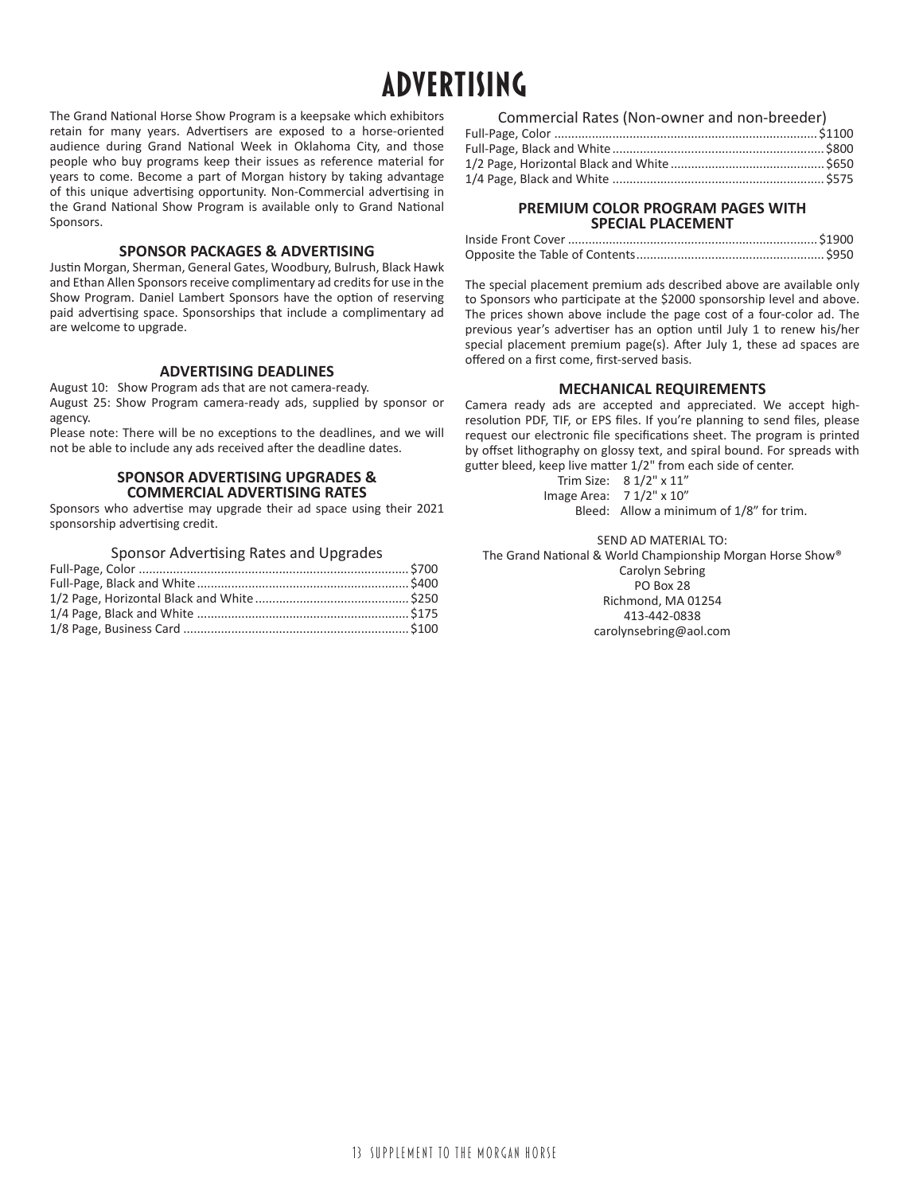# ADVERTISING

The Grand National Horse Show Program is a keepsake which exhibitors retain for many years. Advertisers are exposed to a horse-oriented audience during Grand National Week in Oklahoma City, and those people who buy programs keep their issues as reference material for years to come. Become a part of Morgan history by taking advantage of this unique advertising opportunity. Non-Commercial advertising in the Grand National Show Program is available only to Grand National Sponsors.

### SPONSOR PACKAGES & ADVERTISING

Justin Morgan, Sherman, General Gates, Woodbury, Bulrush, Black Hawk and Ethan Allen Sponsors receive complimentary ad credits for use in the Show Program. Daniel Lambert Sponsors have the option of reserving paid advertising space. Sponsorships that include a complimentary ad are welcome to upgrade.

### ADVERTISING DEADLINES

August 10: Show Program ads that are not camera-ready.

August 25: Show Program camera-ready ads, supplied by sponsor or agency.

Please note: There will be no exceptions to the deadlines, and we will not be able to include any ads received after the deadline dates.

### SPONSOR ADVERTISING UPGRADES & COMMERCIAL ADVERTISING RATES

Sponsors who advertise may upgrade their ad space using their 2021 sponsorship advertising credit.

Sponsor Advertising Rates and Upgrades

| Ad | Rate |
|---|---|
| Full-Page, Color | $700 |
| Full-Page, Black and White | $400 |
| 1/2 Page, Horizontal Black and White | $250 |
| 1/4 Page, Black and White | $175 |
| 1/8 Page, Business Card | $100 |

Commercial Rates (Non-owner and non-breeder)

| Ad | Rate |
|---|---|
| Full-Page, Color | $1100 |
| Full-Page, Black and White | $800 |
| 1/2 Page, Horizontal Black and White | $650 |
| 1/4 Page, Black and White | $575 |

### PREMIUM COLOR PROGRAM PAGES WITH SPECIAL PLACEMENT

| Placement | Rate |
|---|---|
| Inside Front Cover | $1900 |
| Opposite the Table of Contents | $950 |

The special placement premium ads described above are available only to Sponsors who participate at the $2000 sponsorship level and above. The prices shown above include the page cost of a four-color ad. The previous year's advertiser has an option until July 1 to renew his/her special placement premium page(s). After July 1, these ad spaces are offered on a first come, first-served basis.

### MECHANICAL REQUIREMENTS

Camera ready ads are accepted and appreciated. We accept high-resolution PDF, TIF, or EPS files. If you're planning to send files, please request our electronic file specifications sheet. The program is printed by offset lithography on glossy text, and spiral bound. For spreads with gutter bleed, keep live matter 1/2" from each side of center.

Trim Size: 8 1/2" x 11"
Image Area: 7 1/2" x 10"
Bleed: Allow a minimum of 1/8" for trim.

SEND AD MATERIAL TO:
The Grand National & World Championship Morgan Horse Show®
Carolyn Sebring
PO Box 28
Richmond, MA 01254
413-442-0838
carolynsebring@aol.com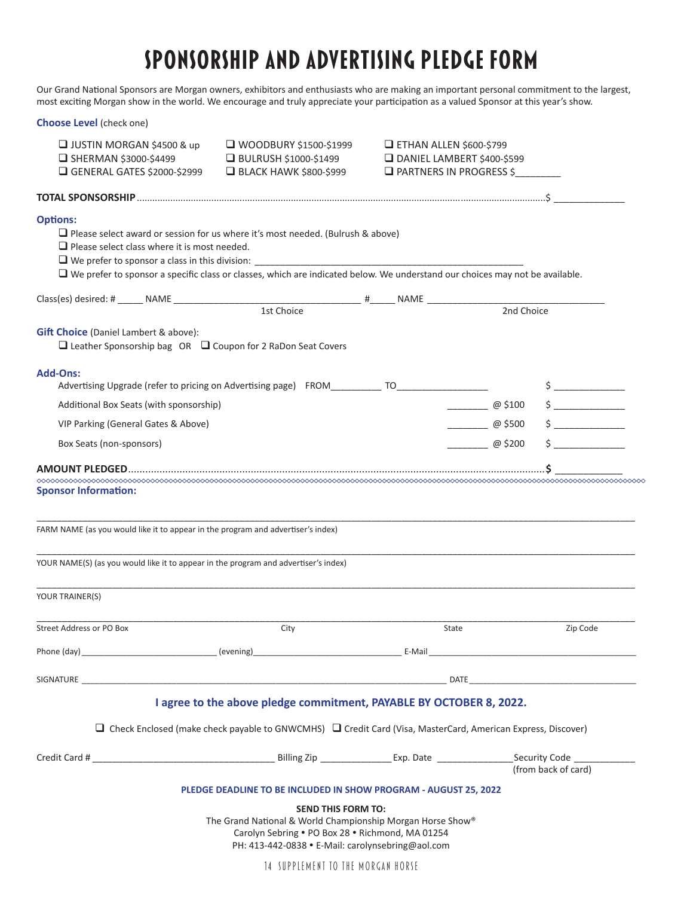# SPONSORSHIP AND ADVERTISING PLEDGE FORM

Our Grand National Sponsors are Morgan owners, exhibitors and enthusiasts who are making an important personal commitment to the largest, most exciting Morgan show in the world. We encourage and truly appreciate your participation as a valued Sponsor at this year's show.

**Choose Level** (check one)

| | | |
|---|---|---|
| ❑ JUSTIN MORGAN $4500 & up | ❑ WOODBURY $1500-$1999 | ❑ ETHAN ALLEN $600-$799 |
| ❑ SHERMAN $3000-$4499 | ❑ BULRUSH $1000-$1499 | ❑ DANIEL LAMBERT $400-$599 |
| ❑ GENERAL GATES $2000-$2999 | ❑ BLACK HAWK $800-$999 | ❑ PARTNERS IN PROGRESS $________ |

**TOTAL SPONSORSHIP** ..................................................$ ______________

**Options:**

❑ Please select award or session for us where it's most needed. (Bulrush & above)
❑ Please select class where it is most needed.
❑ We prefer to sponsor a class in this division: ______________________________
❑ We prefer to sponsor a specific class or classes, which are indicated below. We understand our choices may not be available.

Class(es) desired: # _____ NAME ______________________ (1st Choice) #_____ NAME ______________________ (2nd Choice)

**Gift Choice** (Daniel Lambert & above):
❑ Leather Sponsorship bag OR ❑ Coupon for 2 RaDon Seat Covers

**Add-Ons:**

| | | | |
|---|---|---|---|
| Advertising Upgrade (refer to pricing on Advertising page) FROM__________ TO__________ | | | $ ______________ |
| Additional Box Seats (with sponsorship) | ________ | @ $100 | $ ______________ |
| VIP Parking (General Gates & Above) | ________ | @ $500 | $ ______________ |
| Box Seats (non-sponsors) | ________ | @ $200 | $ ______________ |

**AMOUNT PLEDGED** ..................................................**$** ______________

**Sponsor Information:**

______________________________________________
FARM NAME (as you would like it to appear in the program and advertiser's index)

______________________________________________
YOUR NAME(S) (as you would like it to appear in the program and advertiser's index)

______________________________________________
YOUR TRAINER(S)

______________________________________________
Street Address or PO Box City State Zip Code

Phone (day) ______________ (evening)______________ E-Mail ______________

SIGNATURE ______________________________ DATE ______________

**I agree to the above pledge commitment, PAYABLE BY OCTOBER 8, 2022.**

❑ Check Enclosed (make check payable to GNWCMHS) ❑ Credit Card (Visa, MasterCard, American Express, Discover)

Credit Card # ______________ Billing Zip __________ Exp. Date __________ Security Code __________ (from back of card)

**PLEDGE DEADLINE TO BE INCLUDED IN SHOW PROGRAM - AUGUST 25, 2022**

**SEND THIS FORM TO:**
The Grand National & World Championship Morgan Horse Show®
Carolyn Sebring • PO Box 28 • Richmond, MA 01254
PH: 413-442-0838 • E-Mail: carolynsebring@aol.com